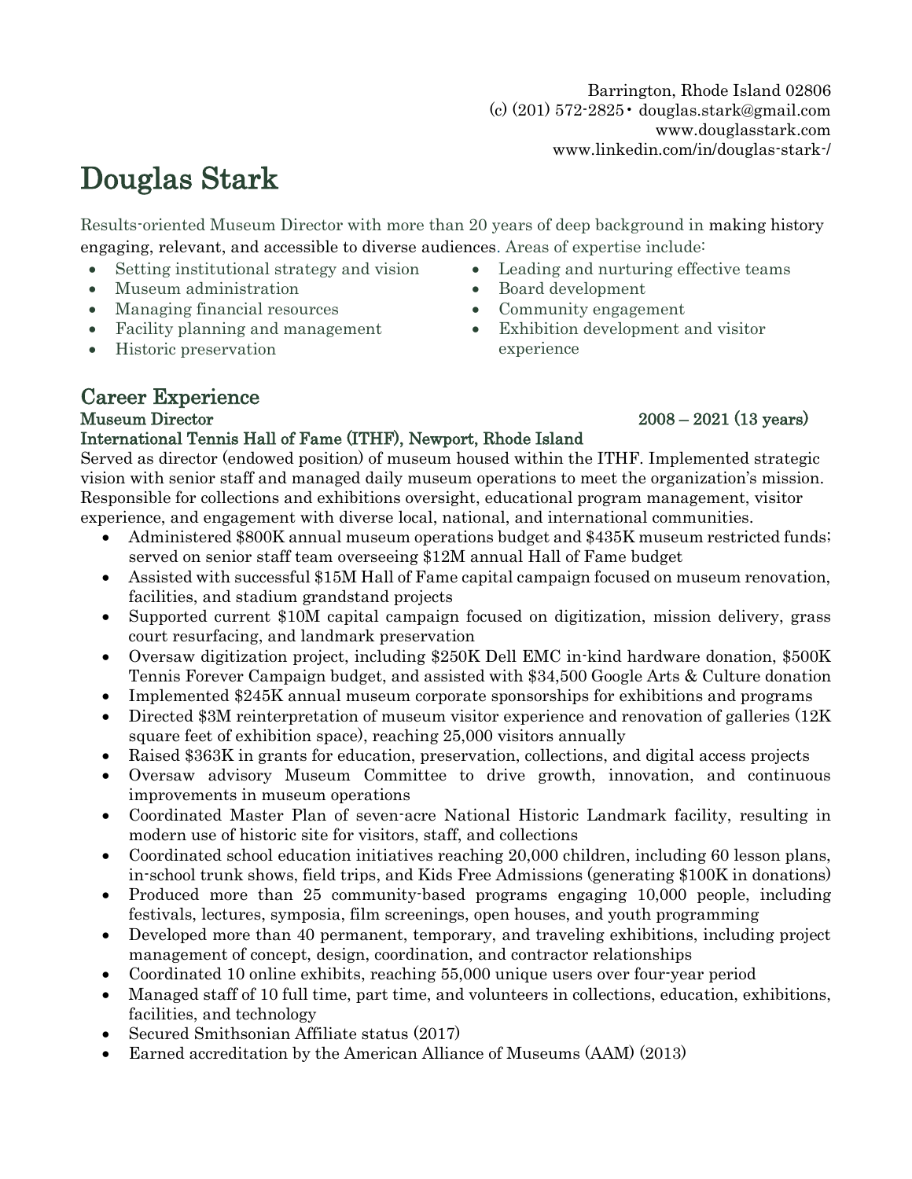Barrington, Rhode Island 02806
(c) (201) 572-2825 • douglas.stark@gmail.com
www.douglasstark.com
www.linkedin.com/in/douglas-stark-/

# Douglas Stark

Results-oriented Museum Director with more than 20 years of deep background in making history engaging, relevant, and accessible to diverse audiences. Areas of expertise include:

- Setting institutional strategy and vision
- Museum administration
- Managing financial resources
- Facility planning and management
- Historic preservation
- Leading and nurturing effective teams
- Board development
- Community engagement
- Exhibition development and visitor experience

## Career Experience

### Museum Director — 2008 – 2021 (13 years)

### International Tennis Hall of Fame (ITHF), Newport, Rhode Island

Served as director (endowed position) of museum housed within the ITHF. Implemented strategic vision with senior staff and managed daily museum operations to meet the organization's mission. Responsible for collections and exhibitions oversight, educational program management, visitor experience, and engagement with diverse local, national, and international communities.

- Administered $800K annual museum operations budget and $435K museum restricted funds; served on senior staff team overseeing $12M annual Hall of Fame budget
- Assisted with successful $15M Hall of Fame capital campaign focused on museum renovation, facilities, and stadium grandstand projects
- Supported current $10M capital campaign focused on digitization, mission delivery, grass court resurfacing, and landmark preservation
- Oversaw digitization project, including $250K Dell EMC in-kind hardware donation, $500K Tennis Forever Campaign budget, and assisted with $34,500 Google Arts & Culture donation
- Implemented $245K annual museum corporate sponsorships for exhibitions and programs
- Directed $3M reinterpretation of museum visitor experience and renovation of galleries (12K square feet of exhibition space), reaching 25,000 visitors annually
- Raised $363K in grants for education, preservation, collections, and digital access projects
- Oversaw advisory Museum Committee to drive growth, innovation, and continuous improvements in museum operations
- Coordinated Master Plan of seven-acre National Historic Landmark facility, resulting in modern use of historic site for visitors, staff, and collections
- Coordinated school education initiatives reaching 20,000 children, including 60 lesson plans, in-school trunk shows, field trips, and Kids Free Admissions (generating $100K in donations)
- Produced more than 25 community-based programs engaging 10,000 people, including festivals, lectures, symposia, film screenings, open houses, and youth programming
- Developed more than 40 permanent, temporary, and traveling exhibitions, including project management of concept, design, coordination, and contractor relationships
- Coordinated 10 online exhibits, reaching 55,000 unique users over four-year period
- Managed staff of 10 full time, part time, and volunteers in collections, education, exhibitions, facilities, and technology
- Secured Smithsonian Affiliate status (2017)
- Earned accreditation by the American Alliance of Museums (AAM) (2013)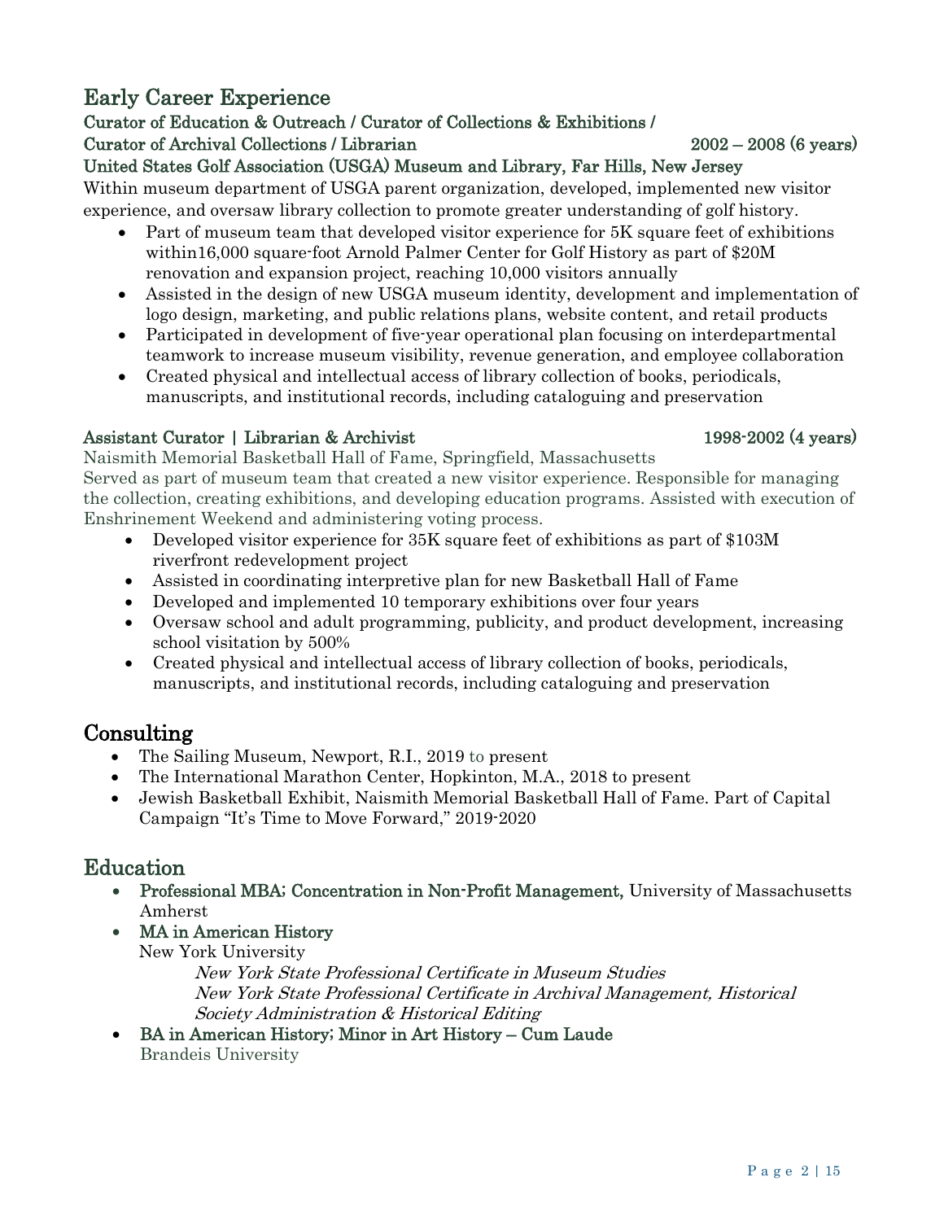## Early Career Experience

**Curator of Education & Outreach / Curator of Collections & Exhibitions / Curator of Archival Collections / Librarian** 2002 – 2008 (6 years)

**United States Golf Association (USGA) Museum and Library, Far Hills, New Jersey**

Within museum department of USGA parent organization, developed, implemented new visitor experience, and oversaw library collection to promote greater understanding of golf history.

- Part of museum team that developed visitor experience for 5K square feet of exhibitions within16,000 square-foot Arnold Palmer Center for Golf History as part of $20M renovation and expansion project, reaching 10,000 visitors annually
- Assisted in the design of new USGA museum identity, development and implementation of logo design, marketing, and public relations plans, website content, and retail products
- Participated in development of five-year operational plan focusing on interdepartmental teamwork to increase museum visibility, revenue generation, and employee collaboration
- Created physical and intellectual access of library collection of books, periodicals, manuscripts, and institutional records, including cataloguing and preservation

**Assistant Curator | Librarian & Archivist** 1998-2002 (4 years)

Naismith Memorial Basketball Hall of Fame, Springfield, Massachusetts

Served as part of museum team that created a new visitor experience. Responsible for managing the collection, creating exhibitions, and developing education programs. Assisted with execution of Enshrinement Weekend and administering voting process.

- Developed visitor experience for 35K square feet of exhibitions as part of $103M riverfront redevelopment project
- Assisted in coordinating interpretive plan for new Basketball Hall of Fame
- Developed and implemented 10 temporary exhibitions over four years
- Oversaw school and adult programming, publicity, and product development, increasing school visitation by 500%
- Created physical and intellectual access of library collection of books, periodicals, manuscripts, and institutional records, including cataloguing and preservation

## Consulting

- The Sailing Museum, Newport, R.I., 2019 to present
- The International Marathon Center, Hopkinton, M.A., 2018 to present
- Jewish Basketball Exhibit, Naismith Memorial Basketball Hall of Fame. Part of Capital Campaign "It's Time to Move Forward," 2019-2020

## Education

- **Professional MBA; Concentration in Non-Profit Management,** University of Massachusetts Amherst
- **MA in American History**
  New York University
  *New York State Professional Certificate in Museum Studies*
  *New York State Professional Certificate in Archival Management, Historical Society Administration & Historical Editing*
- **BA in American History; Minor in Art History – Cum Laude**
  Brandeis University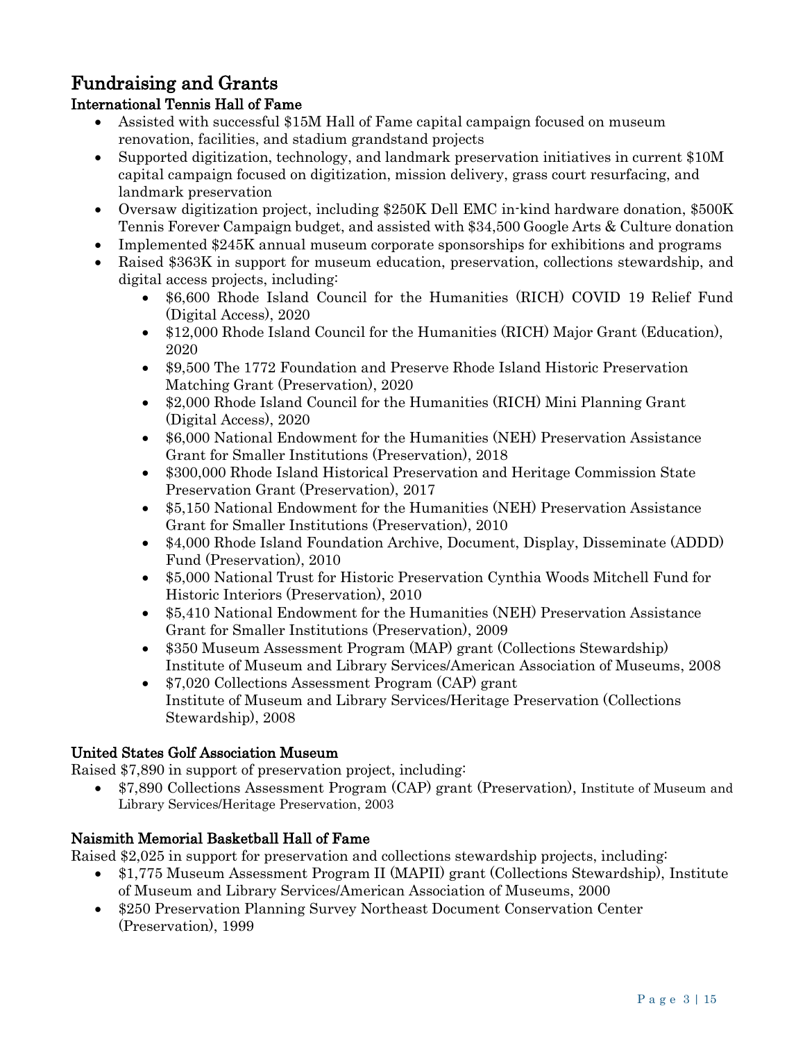## Fundraising and Grants

### International Tennis Hall of Fame

- Assisted with successful $15M Hall of Fame capital campaign focused on museum renovation, facilities, and stadium grandstand projects
- Supported digitization, technology, and landmark preservation initiatives in current $10M capital campaign focused on digitization, mission delivery, grass court resurfacing, and landmark preservation
- Oversaw digitization project, including $250K Dell EMC in-kind hardware donation, $500K Tennis Forever Campaign budget, and assisted with $34,500 Google Arts & Culture donation
- Implemented $245K annual museum corporate sponsorships for exhibitions and programs
- Raised $363K in support for museum education, preservation, collections stewardship, and digital access projects, including:
  - $6,600 Rhode Island Council for the Humanities (RICH) COVID 19 Relief Fund (Digital Access), 2020
  - $12,000 Rhode Island Council for the Humanities (RICH) Major Grant (Education), 2020
  - $9,500 The 1772 Foundation and Preserve Rhode Island Historic Preservation Matching Grant (Preservation), 2020
  - $2,000 Rhode Island Council for the Humanities (RICH) Mini Planning Grant (Digital Access), 2020
  - $6,000 National Endowment for the Humanities (NEH) Preservation Assistance Grant for Smaller Institutions (Preservation), 2018
  - $300,000 Rhode Island Historical Preservation and Heritage Commission State Preservation Grant (Preservation), 2017
  - $5,150 National Endowment for the Humanities (NEH) Preservation Assistance Grant for Smaller Institutions (Preservation), 2010
  - $4,000 Rhode Island Foundation Archive, Document, Display, Disseminate (ADDD) Fund (Preservation), 2010
  - $5,000 National Trust for Historic Preservation Cynthia Woods Mitchell Fund for Historic Interiors (Preservation), 2010
  - $5,410 National Endowment for the Humanities (NEH) Preservation Assistance Grant for Smaller Institutions (Preservation), 2009
  - $350 Museum Assessment Program (MAP) grant (Collections Stewardship) Institute of Museum and Library Services/American Association of Museums, 2008
  - $7,020 Collections Assessment Program (CAP) grant Institute of Museum and Library Services/Heritage Preservation (Collections Stewardship), 2008

### United States Golf Association Museum

Raised $7,890 in support of preservation project, including:

- $7,890 Collections Assessment Program (CAP) grant (Preservation), Institute of Museum and Library Services/Heritage Preservation, 2003

### Naismith Memorial Basketball Hall of Fame

Raised $2,025 in support for preservation and collections stewardship projects, including:

- $1,775 Museum Assessment Program II (MAPII) grant (Collections Stewardship), Institute of Museum and Library Services/American Association of Museums, 2000
- $250 Preservation Planning Survey Northeast Document Conservation Center (Preservation), 1999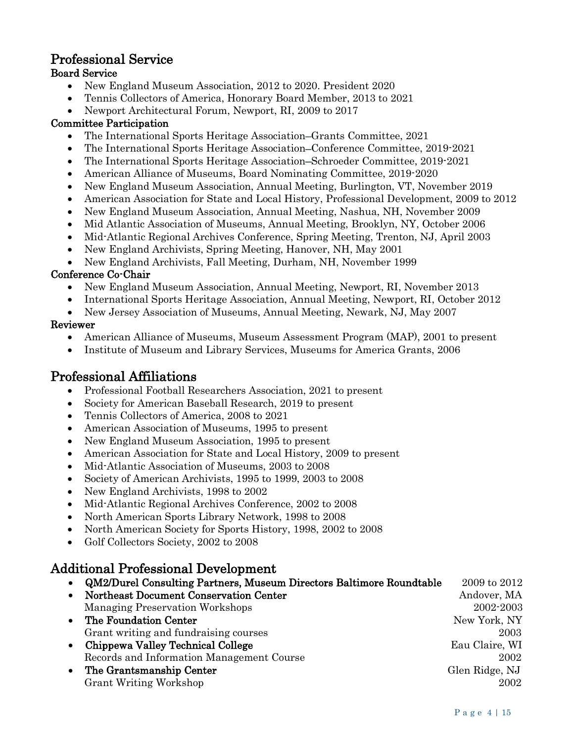## Professional Service

### Board Service

- New England Museum Association, 2012 to 2020. President 2020
- Tennis Collectors of America, Honorary Board Member, 2013 to 2021
- Newport Architectural Forum, Newport, RI, 2009 to 2017

### Committee Participation

- The International Sports Heritage Association–Grants Committee, 2021
- The International Sports Heritage Association–Conference Committee, 2019-2021
- The International Sports Heritage Association–Schroeder Committee, 2019-2021
- American Alliance of Museums, Board Nominating Committee, 2019-2020
- New England Museum Association, Annual Meeting, Burlington, VT, November 2019
- American Association for State and Local History, Professional Development, 2009 to 2012
- New England Museum Association, Annual Meeting, Nashua, NH, November 2009
- Mid Atlantic Association of Museums, Annual Meeting, Brooklyn, NY, October 2006
- Mid-Atlantic Regional Archives Conference, Spring Meeting, Trenton, NJ, April 2003
- New England Archivists, Spring Meeting, Hanover, NH, May 2001
- New England Archivists, Fall Meeting, Durham, NH, November 1999

### Conference Co-Chair

- New England Museum Association, Annual Meeting, Newport, RI, November 2013
- International Sports Heritage Association, Annual Meeting, Newport, RI, October 2012
- New Jersey Association of Museums, Annual Meeting, Newark, NJ, May 2007

### Reviewer

- American Alliance of Museums, Museum Assessment Program (MAP), 2001 to present
- Institute of Museum and Library Services, Museums for America Grants, 2006

## Professional Affiliations

- Professional Football Researchers Association, 2021 to present
- Society for American Baseball Research, 2019 to present
- Tennis Collectors of America, 2008 to 2021
- American Association of Museums, 1995 to present
- New England Museum Association, 1995 to present
- American Association for State and Local History, 2009 to present
- Mid-Atlantic Association of Museums, 2003 to 2008
- Society of American Archivists, 1995 to 1999, 2003 to 2008
- New England Archivists, 1998 to 2002
- Mid-Atlantic Regional Archives Conference, 2002 to 2008
- North American Sports Library Network, 1998 to 2008
- North American Society for Sports History, 1998, 2002 to 2008
- Golf Collectors Society, 2002 to 2008

## Additional Professional Development

- **QM2/Durel Consulting Partners, Museum Directors Baltimore Roundtable** — 2009 to 2012
- **Northeast Document Conservation Center** — Andover, MA
  Managing Preservation Workshops — 2002-2003
- **The Foundation Center** — New York, NY
  Grant writing and fundraising courses — 2003
- **Chippewa Valley Technical College** — Eau Claire, WI
  Records and Information Management Course — 2002
- **The Grantsmanship Center** — Glen Ridge, NJ
  Grant Writing Workshop — 2002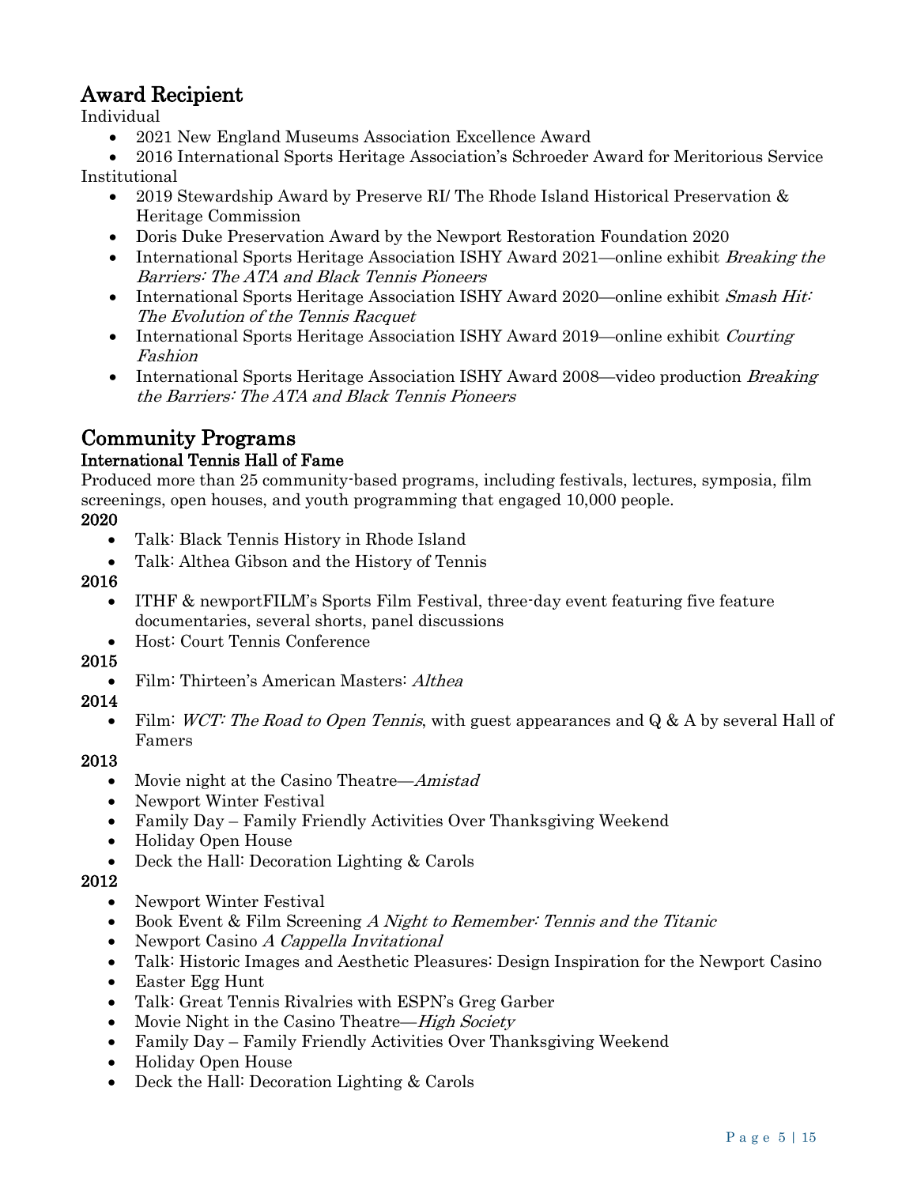## Award Recipient

Individual

- 2021 New England Museums Association Excellence Award
- 2016 International Sports Heritage Association's Schroeder Award for Meritorious Service

Institutional

- 2019 Stewardship Award by Preserve RI/ The Rhode Island Historical Preservation & Heritage Commission
- Doris Duke Preservation Award by the Newport Restoration Foundation 2020
- International Sports Heritage Association ISHY Award 2021—online exhibit *Breaking the Barriers: The ATA and Black Tennis Pioneers*
- International Sports Heritage Association ISHY Award 2020—online exhibit *Smash Hit: The Evolution of the Tennis Racquet*
- International Sports Heritage Association ISHY Award 2019—online exhibit *Courting Fashion*
- International Sports Heritage Association ISHY Award 2008—video production *Breaking the Barriers: The ATA and Black Tennis Pioneers*

## Community Programs

### International Tennis Hall of Fame

Produced more than 25 community-based programs, including festivals, lectures, symposia, film screenings, open houses, and youth programming that engaged 10,000 people.

**2020**

- Talk: Black Tennis History in Rhode Island
- Talk: Althea Gibson and the History of Tennis

**2016**

- ITHF & newportFILM's Sports Film Festival, three-day event featuring five feature documentaries, several shorts, panel discussions
- Host: Court Tennis Conference

**2015**

- Film: Thirteen's American Masters: *Althea*

**2014**

- Film: *WCT: The Road to Open Tennis*, with guest appearances and Q & A by several Hall of Famers

**2013**

- Movie night at the Casino Theatre—*Amistad*
- Newport Winter Festival
- Family Day – Family Friendly Activities Over Thanksgiving Weekend
- Holiday Open House
- Deck the Hall: Decoration Lighting & Carols

**2012**

- Newport Winter Festival
- Book Event & Film Screening *A Night to Remember: Tennis and the Titanic*
- Newport Casino *A Cappella Invitational*
- Talk: Historic Images and Aesthetic Pleasures: Design Inspiration for the Newport Casino
- Easter Egg Hunt
- Talk: Great Tennis Rivalries with ESPN's Greg Garber
- Movie Night in the Casino Theatre—*High Society*
- Family Day – Family Friendly Activities Over Thanksgiving Weekend
- Holiday Open House
- Deck the Hall: Decoration Lighting & Carols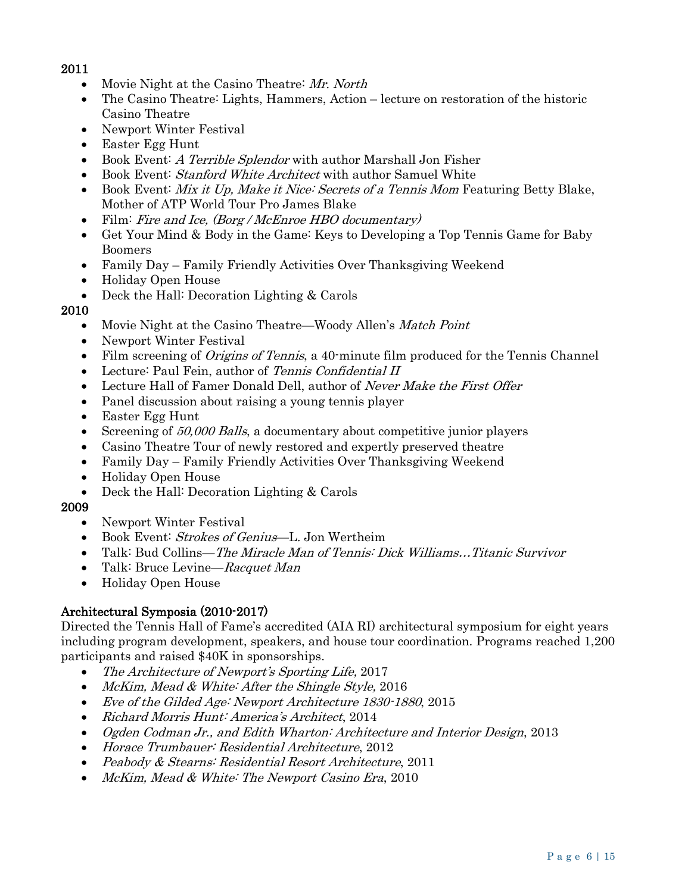**2011**

- Movie Night at the Casino Theatre: *Mr. North*
- The Casino Theatre: Lights, Hammers, Action – lecture on restoration of the historic Casino Theatre
- Newport Winter Festival
- Easter Egg Hunt
- Book Event: *A Terrible Splendor* with author Marshall Jon Fisher
- Book Event: *Stanford White Architect* with author Samuel White
- Book Event: *Mix it Up, Make it Nice: Secrets of a Tennis Mom* Featuring Betty Blake, Mother of ATP World Tour Pro James Blake
- Film: *Fire and Ice, (Borg / McEnroe HBO documentary)*
- Get Your Mind & Body in the Game: Keys to Developing a Top Tennis Game for Baby Boomers
- Family Day – Family Friendly Activities Over Thanksgiving Weekend
- Holiday Open House
- Deck the Hall: Decoration Lighting & Carols

**2010**

- Movie Night at the Casino Theatre—Woody Allen's *Match Point*
- Newport Winter Festival
- Film screening of *Origins of Tennis*, a 40-minute film produced for the Tennis Channel
- Lecture: Paul Fein, author of *Tennis Confidential II*
- Lecture Hall of Famer Donald Dell, author of *Never Make the First Offer*
- Panel discussion about raising a young tennis player
- Easter Egg Hunt
- Screening of *50,000 Balls*, a documentary about competitive junior players
- Casino Theatre Tour of newly restored and expertly preserved theatre
- Family Day – Family Friendly Activities Over Thanksgiving Weekend
- Holiday Open House
- Deck the Hall: Decoration Lighting & Carols

**2009**

- Newport Winter Festival
- Book Event: *Strokes of Genius*—L. Jon Wertheim
- Talk: Bud Collins—*The Miracle Man of Tennis: Dick Williams…Titanic Survivor*
- Talk: Bruce Levine—*Racquet Man*
- Holiday Open House

## Architectural Symposia (2010-2017)

Directed the Tennis Hall of Fame's accredited (AIA RI) architectural symposium for eight years including program development, speakers, and house tour coordination. Programs reached 1,200 participants and raised $40K in sponsorships.

- *The Architecture of Newport's Sporting Life,* 2017
- *McKim, Mead & White: After the Shingle Style,* 2016
- *Eve of the Gilded Age: Newport Architecture 1830-1880*, 2015
- *Richard Morris Hunt: America's Architect*, 2014
- *Ogden Codman Jr., and Edith Wharton: Architecture and Interior Design*, 2013
- *Horace Trumbauer: Residential Architecture*, 2012
- *Peabody & Stearns: Residential Resort Architecture*, 2011
- *McKim, Mead & White: The Newport Casino Era*, 2010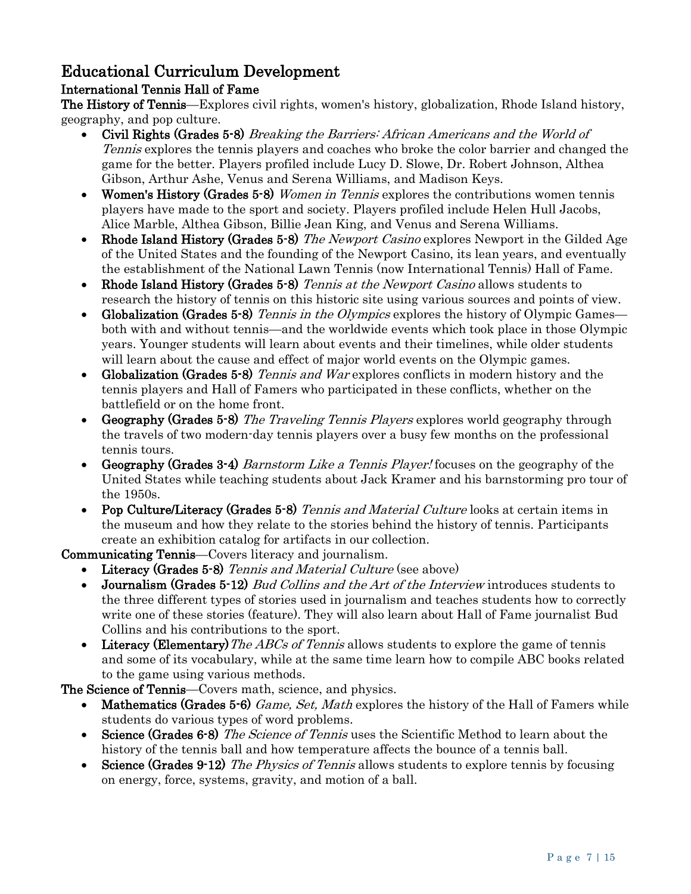## Educational Curriculum Development

### International Tennis Hall of Fame

**The History of Tennis**—Explores civil rights, women's history, globalization, Rhode Island history, geography, and pop culture.

- **Civil Rights (Grades 5-8)** *Breaking the Barriers: African Americans and the World of Tennis* explores the tennis players and coaches who broke the color barrier and changed the game for the better. Players profiled include Lucy D. Slowe, Dr. Robert Johnson, Althea Gibson, Arthur Ashe, Venus and Serena Williams, and Madison Keys.
- **Women's History (Grades 5-8)** *Women in Tennis* explores the contributions women tennis players have made to the sport and society. Players profiled include Helen Hull Jacobs, Alice Marble, Althea Gibson, Billie Jean King, and Venus and Serena Williams.
- **Rhode Island History (Grades 5-8)** *The Newport Casino* explores Newport in the Gilded Age of the United States and the founding of the Newport Casino, its lean years, and eventually the establishment of the National Lawn Tennis (now International Tennis) Hall of Fame.
- **Rhode Island History (Grades 5-8)** *Tennis at the Newport Casino* allows students to research the history of tennis on this historic site using various sources and points of view.
- **Globalization (Grades 5-8)** *Tennis in the Olympics* explores the history of Olympic Games—both with and without tennis—and the worldwide events which took place in those Olympic years. Younger students will learn about events and their timelines, while older students will learn about the cause and effect of major world events on the Olympic games.
- **Globalization (Grades 5-8)** *Tennis and War* explores conflicts in modern history and the tennis players and Hall of Famers who participated in these conflicts, whether on the battlefield or on the home front.
- **Geography (Grades 5-8)** *The Traveling Tennis Players* explores world geography through the travels of two modern-day tennis players over a busy few months on the professional tennis tours.
- **Geography (Grades 3-4)** *Barnstorm Like a Tennis Player!* focuses on the geography of the United States while teaching students about Jack Kramer and his barnstorming pro tour of the 1950s.
- **Pop Culture/Literacy (Grades 5-8)** *Tennis and Material Culture* looks at certain items in the museum and how they relate to the stories behind the history of tennis. Participants create an exhibition catalog for artifacts in our collection.

**Communicating Tennis**—Covers literacy and journalism.

- **Literacy (Grades 5-8)** *Tennis and Material Culture* (see above)
- **Journalism (Grades 5-12)** *Bud Collins and the Art of the Interview* introduces students to the three different types of stories used in journalism and teaches students how to correctly write one of these stories (feature). They will also learn about Hall of Fame journalist Bud Collins and his contributions to the sport.
- **Literacy (Elementary)** *The ABCs of Tennis* allows students to explore the game of tennis and some of its vocabulary, while at the same time learn how to compile ABC books related to the game using various methods.

**The Science of Tennis**—Covers math, science, and physics.

- **Mathematics (Grades 5-6)** *Game, Set, Math* explores the history of the Hall of Famers while students do various types of word problems.
- **Science (Grades 6-8)** *The Science of Tennis* uses the Scientific Method to learn about the history of the tennis ball and how temperature affects the bounce of a tennis ball.
- **Science (Grades 9-12)** *The Physics of Tennis* allows students to explore tennis by focusing on energy, force, systems, gravity, and motion of a ball.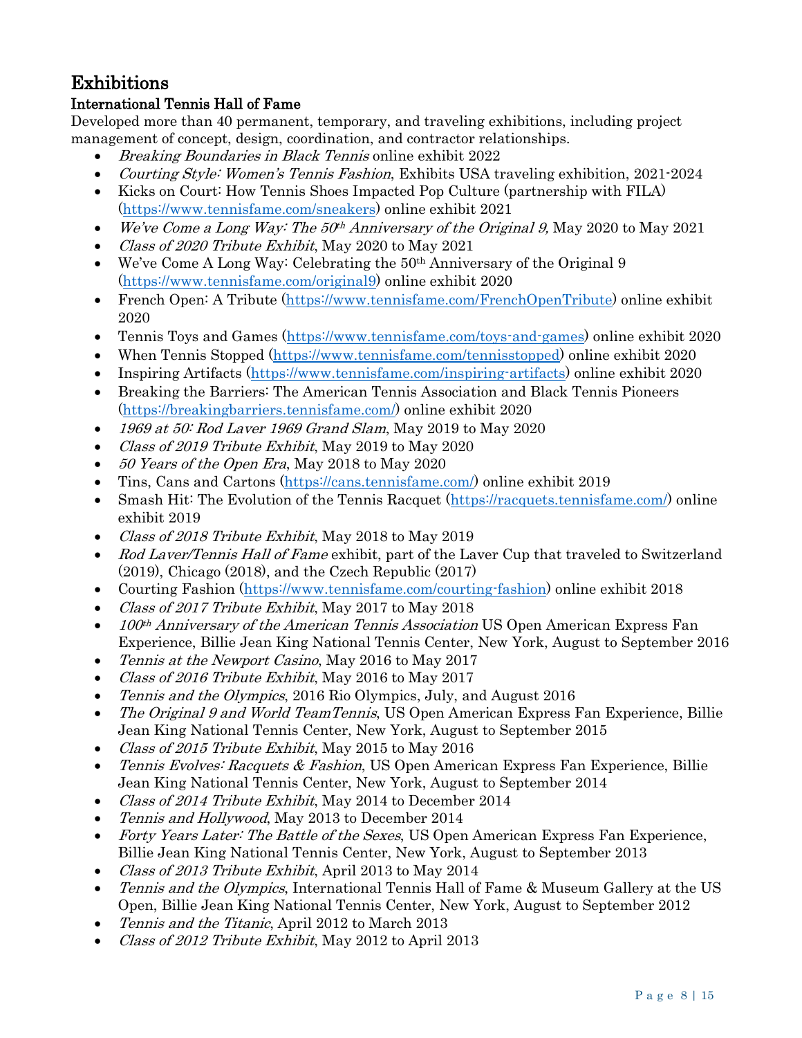# Exhibitions

## International Tennis Hall of Fame

Developed more than 40 permanent, temporary, and traveling exhibitions, including project management of concept, design, coordination, and contractor relationships.

- *Breaking Boundaries in Black Tennis* online exhibit 2022
- *Courting Style: Women's Tennis Fashion*, Exhibits USA traveling exhibition, 2021-2024
- Kicks on Court: How Tennis Shoes Impacted Pop Culture (partnership with FILA) (https://www.tennisfame.com/sneakers) online exhibit 2021
- *We've Come a Long Way: The 50th Anniversary of the Original 9,* May 2020 to May 2021
- *Class of 2020 Tribute Exhibit*, May 2020 to May 2021
- We've Come A Long Way: Celebrating the 50th Anniversary of the Original 9 (https://www.tennisfame.com/original9) online exhibit 2020
- French Open: A Tribute (https://www.tennisfame.com/FrenchOpenTribute) online exhibit 2020
- Tennis Toys and Games (https://www.tennisfame.com/toys-and-games) online exhibit 2020
- When Tennis Stopped (https://www.tennisfame.com/tennisstopped) online exhibit 2020
- Inspiring Artifacts (https://www.tennisfame.com/inspiring-artifacts) online exhibit 2020
- Breaking the Barriers: The American Tennis Association and Black Tennis Pioneers (https://breakingbarriers.tennisfame.com/) online exhibit 2020
- *1969 at 50: Rod Laver 1969 Grand Slam*, May 2019 to May 2020
- *Class of 2019 Tribute Exhibit*, May 2019 to May 2020
- *50 Years of the Open Era*, May 2018 to May 2020
- Tins, Cans and Cartons (https://cans.tennisfame.com/) online exhibit 2019
- Smash Hit: The Evolution of the Tennis Racquet (https://racquets.tennisfame.com/) online exhibit 2019
- *Class of 2018 Tribute Exhibit*, May 2018 to May 2019
- *Rod Laver/Tennis Hall of Fame* exhibit, part of the Laver Cup that traveled to Switzerland (2019), Chicago (2018), and the Czech Republic (2017)
- Courting Fashion (https://www.tennisfame.com/courting-fashion) online exhibit 2018
- *Class of 2017 Tribute Exhibit*, May 2017 to May 2018
- *100th Anniversary of the American Tennis Association* US Open American Express Fan Experience, Billie Jean King National Tennis Center, New York, August to September 2016
- *Tennis at the Newport Casino*, May 2016 to May 2017
- *Class of 2016 Tribute Exhibit*, May 2016 to May 2017
- *Tennis and the Olympics*, 2016 Rio Olympics, July, and August 2016
- *The Original 9 and World TeamTennis*, US Open American Express Fan Experience, Billie Jean King National Tennis Center, New York, August to September 2015
- *Class of 2015 Tribute Exhibit*, May 2015 to May 2016
- *Tennis Evolves: Racquets & Fashion*, US Open American Express Fan Experience, Billie Jean King National Tennis Center, New York, August to September 2014
- *Class of 2014 Tribute Exhibit*, May 2014 to December 2014
- *Tennis and Hollywood*, May 2013 to December 2014
- *Forty Years Later: The Battle of the Sexes*, US Open American Express Fan Experience, Billie Jean King National Tennis Center, New York, August to September 2013
- *Class of 2013 Tribute Exhibit*, April 2013 to May 2014
- *Tennis and the Olympics*, International Tennis Hall of Fame & Museum Gallery at the US Open, Billie Jean King National Tennis Center, New York, August to September 2012
- *Tennis and the Titanic*, April 2012 to March 2013
- *Class of 2012 Tribute Exhibit*, May 2012 to April 2013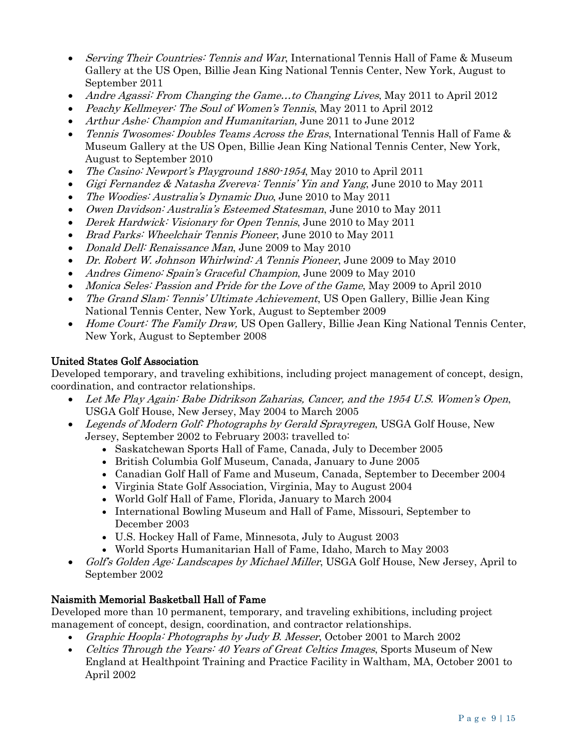- *Serving Their Countries: Tennis and War*, International Tennis Hall of Fame & Museum Gallery at the US Open, Billie Jean King National Tennis Center, New York, August to September 2011
- *Andre Agassi: From Changing the Game…to Changing Lives*, May 2011 to April 2012
- *Peachy Kellmeyer: The Soul of Women's Tennis*, May 2011 to April 2012
- *Arthur Ashe: Champion and Humanitarian*, June 2011 to June 2012
- *Tennis Twosomes: Doubles Teams Across the Eras*, International Tennis Hall of Fame & Museum Gallery at the US Open, Billie Jean King National Tennis Center, New York, August to September 2010
- *The Casino: Newport's Playground 1880-1954*, May 2010 to April 2011
- *Gigi Fernandez & Natasha Zvereva: Tennis' Yin and Yang*, June 2010 to May 2011
- *The Woodies: Australia's Dynamic Duo*, June 2010 to May 2011
- *Owen Davidson: Australia's Esteemed Statesman*, June 2010 to May 2011
- *Derek Hardwick: Visionary for Open Tennis*, June 2010 to May 2011
- *Brad Parks: Wheelchair Tennis Pioneer*, June 2010 to May 2011
- *Donald Dell: Renaissance Man*, June 2009 to May 2010
- *Dr. Robert W. Johnson Whirlwind: A Tennis Pioneer*, June 2009 to May 2010
- *Andres Gimeno: Spain's Graceful Champion*, June 2009 to May 2010
- *Monica Seles: Passion and Pride for the Love of the Game*, May 2009 to April 2010
- *The Grand Slam: Tennis' Ultimate Achievement*, US Open Gallery, Billie Jean King National Tennis Center, New York, August to September 2009
- *Home Court: The Family Draw,* US Open Gallery, Billie Jean King National Tennis Center, New York, August to September 2008

**United States Golf Association**

Developed temporary, and traveling exhibitions, including project management of concept, design, coordination, and contractor relationships.

- *Let Me Play Again: Babe Didrikson Zaharias, Cancer, and the 1954 U.S. Women's Open*, USGA Golf House, New Jersey, May 2004 to March 2005
- *Legends of Modern Golf: Photographs by Gerald Sprayregen*, USGA Golf House, New Jersey, September 2002 to February 2003; travelled to:
    - Saskatchewan Sports Hall of Fame, Canada, July to December 2005
    - British Columbia Golf Museum, Canada, January to June 2005
    - Canadian Golf Hall of Fame and Museum, Canada, September to December 2004
    - Virginia State Golf Association, Virginia, May to August 2004
    - World Golf Hall of Fame, Florida, January to March 2004
    - International Bowling Museum and Hall of Fame, Missouri, September to December 2003
    - U.S. Hockey Hall of Fame, Minnesota, July to August 2003
    - World Sports Humanitarian Hall of Fame, Idaho, March to May 2003
- *Golf's Golden Age: Landscapes by Michael Miller*, USGA Golf House, New Jersey, April to September 2002

**Naismith Memorial Basketball Hall of Fame**

Developed more than 10 permanent, temporary, and traveling exhibitions, including project management of concept, design, coordination, and contractor relationships.

- *Graphic Hoopla: Photographs by Judy B. Messer*, October 2001 to March 2002
- *Celtics Through the Years: 40 Years of Great Celtics Images*, Sports Museum of New England at Healthpoint Training and Practice Facility in Waltham, MA, October 2001 to April 2002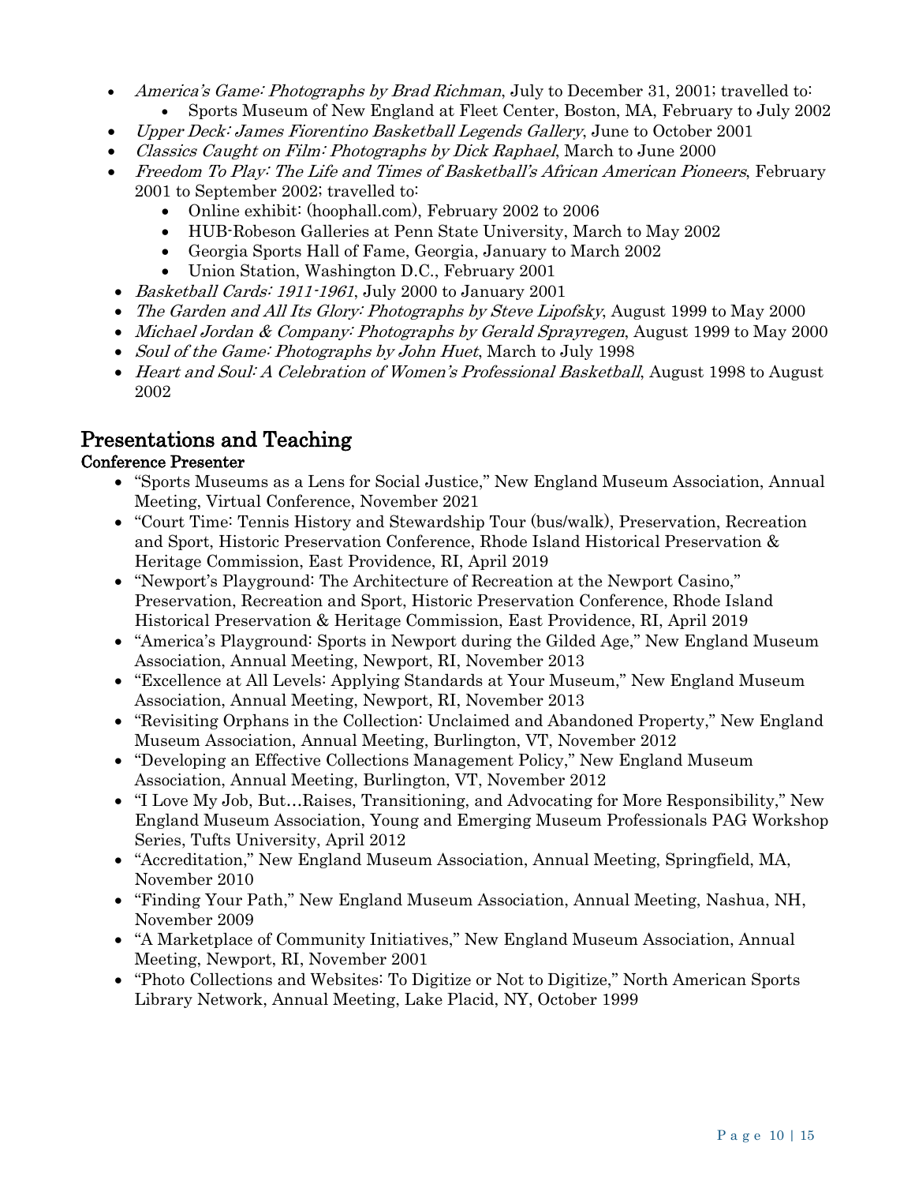- *America's Game: Photographs by Brad Richman*, July to December 31, 2001; travelled to:
    - Sports Museum of New England at Fleet Center, Boston, MA, February to July 2002
- *Upper Deck: James Fiorentino Basketball Legends Gallery*, June to October 2001
- *Classics Caught on Film: Photographs by Dick Raphael*, March to June 2000
- *Freedom To Play: The Life and Times of Basketball's African American Pioneers*, February 2001 to September 2002; travelled to:
    - Online exhibit: (hoophall.com), February 2002 to 2006
    - HUB-Robeson Galleries at Penn State University, March to May 2002
    - Georgia Sports Hall of Fame, Georgia, January to March 2002
    - Union Station, Washington D.C., February 2001
- *Basketball Cards: 1911-1961*, July 2000 to January 2001
- *The Garden and All Its Glory: Photographs by Steve Lipofsky*, August 1999 to May 2000
- *Michael Jordan & Company: Photographs by Gerald Sprayregen*, August 1999 to May 2000
- *Soul of the Game: Photographs by John Huet*, March to July 1998
- *Heart and Soul: A Celebration of Women's Professional Basketball*, August 1998 to August 2002

## Presentations and Teaching

### Conference Presenter

- "Sports Museums as a Lens for Social Justice," New England Museum Association, Annual Meeting, Virtual Conference, November 2021
- "Court Time: Tennis History and Stewardship Tour (bus/walk), Preservation, Recreation and Sport, Historic Preservation Conference, Rhode Island Historical Preservation & Heritage Commission, East Providence, RI, April 2019
- "Newport's Playground: The Architecture of Recreation at the Newport Casino," Preservation, Recreation and Sport, Historic Preservation Conference, Rhode Island Historical Preservation & Heritage Commission, East Providence, RI, April 2019
- "America's Playground: Sports in Newport during the Gilded Age," New England Museum Association, Annual Meeting, Newport, RI, November 2013
- "Excellence at All Levels: Applying Standards at Your Museum," New England Museum Association, Annual Meeting, Newport, RI, November 2013
- "Revisiting Orphans in the Collection: Unclaimed and Abandoned Property," New England Museum Association, Annual Meeting, Burlington, VT, November 2012
- "Developing an Effective Collections Management Policy," New England Museum Association, Annual Meeting, Burlington, VT, November 2012
- "I Love My Job, But…Raises, Transitioning, and Advocating for More Responsibility," New England Museum Association, Young and Emerging Museum Professionals PAG Workshop Series, Tufts University, April 2012
- "Accreditation," New England Museum Association, Annual Meeting, Springfield, MA, November 2010
- "Finding Your Path," New England Museum Association, Annual Meeting, Nashua, NH, November 2009
- "A Marketplace of Community Initiatives," New England Museum Association, Annual Meeting, Newport, RI, November 2001
- "Photo Collections and Websites: To Digitize or Not to Digitize," North American Sports Library Network, Annual Meeting, Lake Placid, NY, October 1999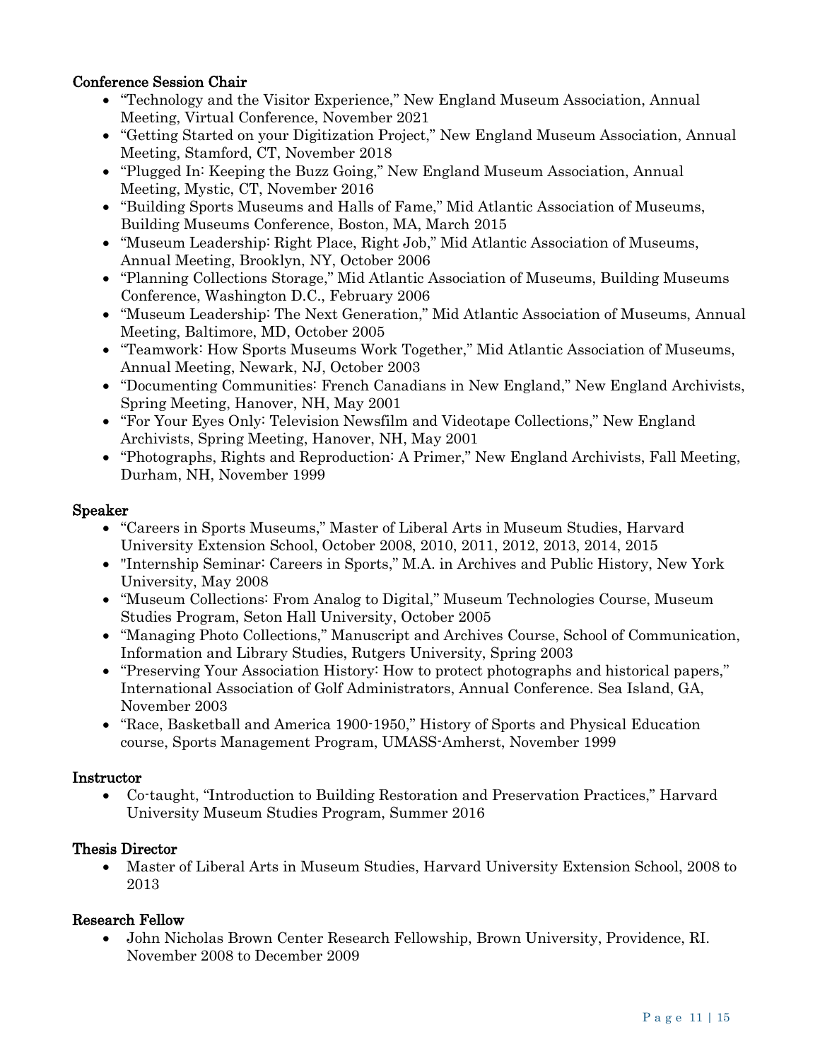### Conference Session Chair

- "Technology and the Visitor Experience," New England Museum Association, Annual Meeting, Virtual Conference, November 2021
- "Getting Started on your Digitization Project," New England Museum Association, Annual Meeting, Stamford, CT, November 2018
- "Plugged In: Keeping the Buzz Going," New England Museum Association, Annual Meeting, Mystic, CT, November 2016
- "Building Sports Museums and Halls of Fame," Mid Atlantic Association of Museums, Building Museums Conference, Boston, MA, March 2015
- "Museum Leadership: Right Place, Right Job," Mid Atlantic Association of Museums, Annual Meeting, Brooklyn, NY, October 2006
- "Planning Collections Storage," Mid Atlantic Association of Museums, Building Museums Conference, Washington D.C., February 2006
- "Museum Leadership: The Next Generation," Mid Atlantic Association of Museums, Annual Meeting, Baltimore, MD, October 2005
- "Teamwork: How Sports Museums Work Together," Mid Atlantic Association of Museums, Annual Meeting, Newark, NJ, October 2003
- "Documenting Communities: French Canadians in New England," New England Archivists, Spring Meeting, Hanover, NH, May 2001
- "For Your Eyes Only: Television Newsfilm and Videotape Collections," New England Archivists, Spring Meeting, Hanover, NH, May 2001
- "Photographs, Rights and Reproduction: A Primer," New England Archivists, Fall Meeting, Durham, NH, November 1999

### Speaker

- "Careers in Sports Museums," Master of Liberal Arts in Museum Studies, Harvard University Extension School, October 2008, 2010, 2011, 2012, 2013, 2014, 2015
- "Internship Seminar: Careers in Sports," M.A. in Archives and Public History, New York University, May 2008
- "Museum Collections: From Analog to Digital," Museum Technologies Course, Museum Studies Program, Seton Hall University, October 2005
- "Managing Photo Collections," Manuscript and Archives Course, School of Communication, Information and Library Studies, Rutgers University, Spring 2003
- "Preserving Your Association History: How to protect photographs and historical papers," International Association of Golf Administrators, Annual Conference. Sea Island, GA, November 2003
- "Race, Basketball and America 1900-1950," History of Sports and Physical Education course, Sports Management Program, UMASS-Amherst, November 1999

### Instructor

- Co-taught, "Introduction to Building Restoration and Preservation Practices," Harvard University Museum Studies Program, Summer 2016

### Thesis Director

- Master of Liberal Arts in Museum Studies, Harvard University Extension School, 2008 to 2013

### Research Fellow

- John Nicholas Brown Center Research Fellowship, Brown University, Providence, RI. November 2008 to December 2009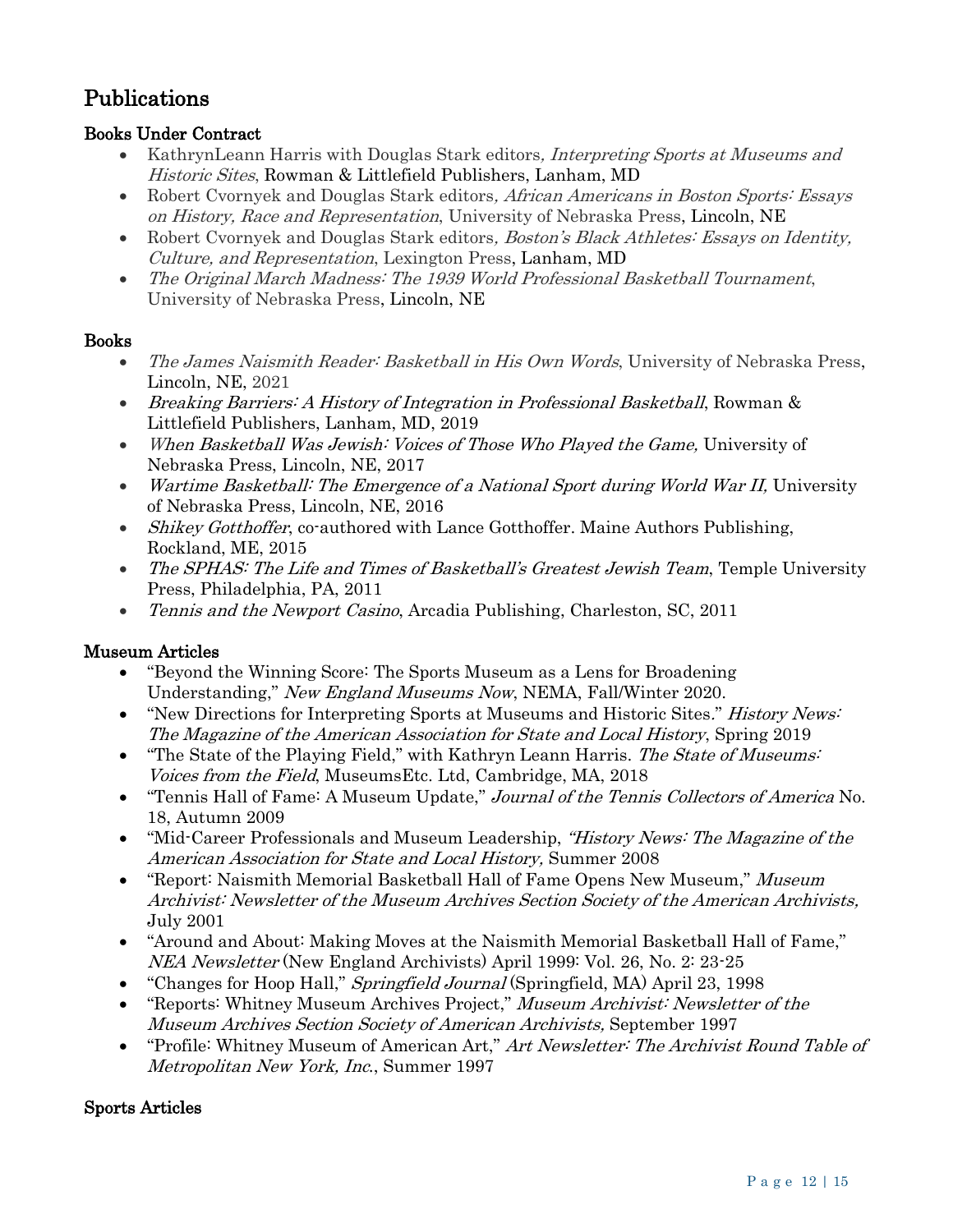# Publications

### Books Under Contract

- KathrynLeann Harris with Douglas Stark editors, *Interpreting Sports at Museums and Historic Sites*, Rowman & Littlefield Publishers, Lanham, MD
- Robert Cvornyek and Douglas Stark editors, *African Americans in Boston Sports: Essays on History, Race and Representation*, University of Nebraska Press, Lincoln, NE
- Robert Cvornyek and Douglas Stark editors, *Boston's Black Athletes: Essays on Identity, Culture, and Representation*, Lexington Press, Lanham, MD
- *The Original March Madness: The 1939 World Professional Basketball Tournament*, University of Nebraska Press, Lincoln, NE

### Books

- *The James Naismith Reader: Basketball in His Own Words*, University of Nebraska Press, Lincoln, NE, 2021
- *Breaking Barriers: A History of Integration in Professional Basketball*, Rowman & Littlefield Publishers, Lanham, MD, 2019
- *When Basketball Was Jewish: Voices of Those Who Played the Game,* University of Nebraska Press, Lincoln, NE, 2017
- *Wartime Basketball: The Emergence of a National Sport during World War II,* University of Nebraska Press, Lincoln, NE, 2016
- *Shikey Gotthoffer*, co-authored with Lance Gotthoffer. Maine Authors Publishing, Rockland, ME, 2015
- *The SPHAS: The Life and Times of Basketball's Greatest Jewish Team*, Temple University Press, Philadelphia, PA, 2011
- *Tennis and the Newport Casino*, Arcadia Publishing, Charleston, SC, 2011

### Museum Articles

- "Beyond the Winning Score: The Sports Museum as a Lens for Broadening Understanding," *New England Museums Now*, NEMA, Fall/Winter 2020.
- "New Directions for Interpreting Sports at Museums and Historic Sites." *History News: The Magazine of the American Association for State and Local History*, Spring 2019
- "The State of the Playing Field," with Kathryn Leann Harris. *The State of Museums: Voices from the Field*, MuseumsEtc. Ltd, Cambridge, MA, 2018
- "Tennis Hall of Fame: A Museum Update," *Journal of the Tennis Collectors of America* No. 18, Autumn 2009
- "Mid-Career Professionals and Museum Leadership, *"History News: The Magazine of the American Association for State and Local History,* Summer 2008
- "Report: Naismith Memorial Basketball Hall of Fame Opens New Museum," *Museum Archivist: Newsletter of the Museum Archives Section Society of the American Archivists,* July 2001
- "Around and About: Making Moves at the Naismith Memorial Basketball Hall of Fame," *NEA Newsletter* (New England Archivists) April 1999: Vol. 26, No. 2: 23-25
- "Changes for Hoop Hall," *Springfield Journal* (Springfield, MA) April 23, 1998
- "Reports: Whitney Museum Archives Project," *Museum Archivist: Newsletter of the Museum Archives Section Society of American Archivists,* September 1997
- "Profile: Whitney Museum of American Art," *Art Newsletter: The Archivist Round Table of Metropolitan New York, Inc.*, Summer 1997

### Sports Articles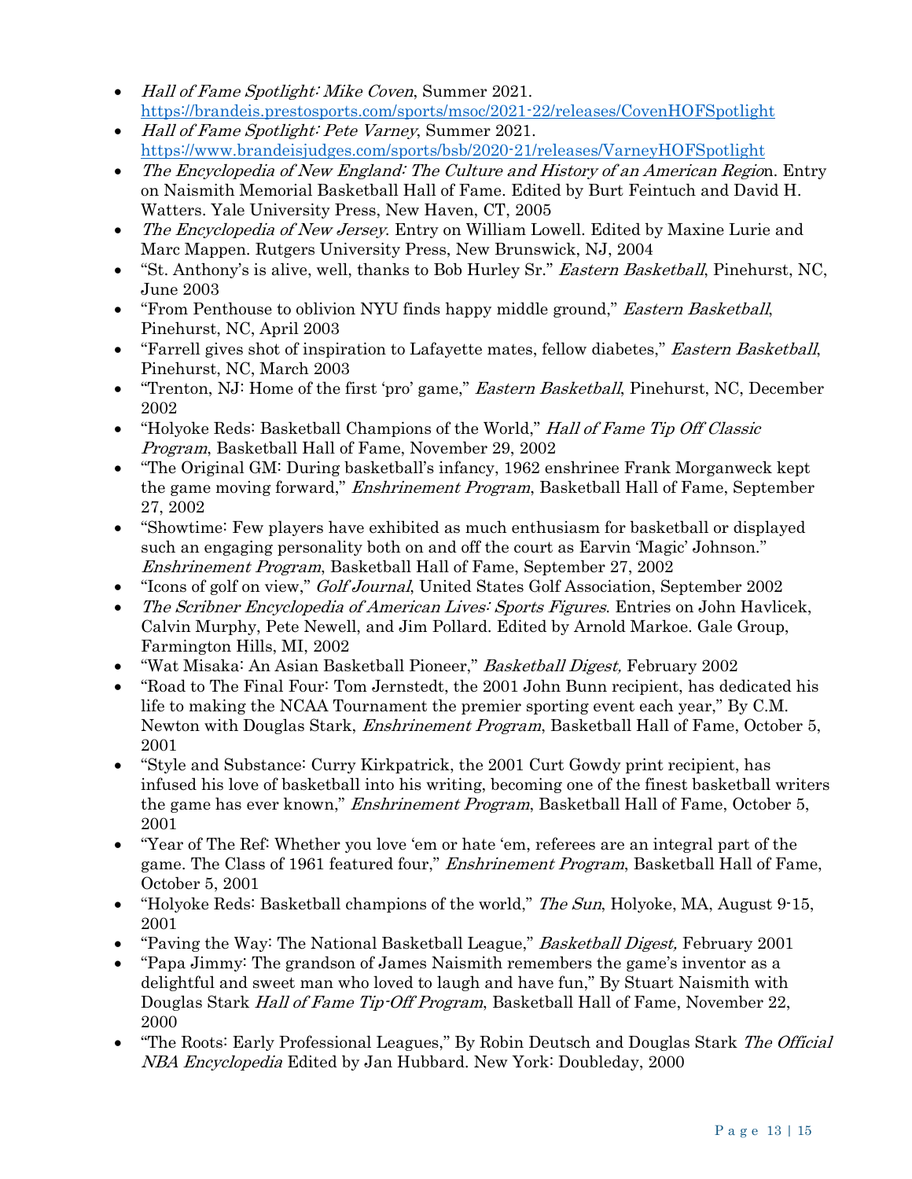- *Hall of Fame Spotlight: Mike Coven*, Summer 2021. https://brandeis.prestosports.com/sports/msoc/2021-22/releases/CovenHOFSpotlight
- *Hall of Fame Spotlight: Pete Varney*, Summer 2021. https://www.brandeisjudges.com/sports/bsb/2020-21/releases/VarneyHOFSpotlight
- *The Encyclopedia of New England: The Culture and History of an American Region*. Entry on Naismith Memorial Basketball Hall of Fame. Edited by Burt Feintuch and David H. Watters. Yale University Press, New Haven, CT, 2005
- *The Encyclopedia of New Jersey*. Entry on William Lowell. Edited by Maxine Lurie and Marc Mappen. Rutgers University Press, New Brunswick, NJ, 2004
- "St. Anthony's is alive, well, thanks to Bob Hurley Sr." *Eastern Basketball*, Pinehurst, NC, June 2003
- "From Penthouse to oblivion NYU finds happy middle ground," *Eastern Basketball*, Pinehurst, NC, April 2003
- "Farrell gives shot of inspiration to Lafayette mates, fellow diabetes," *Eastern Basketball*, Pinehurst, NC, March 2003
- "Trenton, NJ: Home of the first 'pro' game," *Eastern Basketball*, Pinehurst, NC, December 2002
- "Holyoke Reds: Basketball Champions of the World," *Hall of Fame Tip Off Classic Program*, Basketball Hall of Fame, November 29, 2002
- "The Original GM: During basketball's infancy, 1962 enshrinee Frank Morganweck kept the game moving forward," *Enshrinement Program*, Basketball Hall of Fame, September 27, 2002
- "Showtime: Few players have exhibited as much enthusiasm for basketball or displayed such an engaging personality both on and off the court as Earvin 'Magic' Johnson." *Enshrinement Program*, Basketball Hall of Fame, September 27, 2002
- "Icons of golf on view," *Golf Journal*, United States Golf Association, September 2002
- *The Scribner Encyclopedia of American Lives: Sports Figures*. Entries on John Havlicek, Calvin Murphy, Pete Newell, and Jim Pollard. Edited by Arnold Markoe. Gale Group, Farmington Hills, MI, 2002
- "Wat Misaka: An Asian Basketball Pioneer," *Basketball Digest,* February 2002
- "Road to The Final Four: Tom Jernstedt, the 2001 John Bunn recipient, has dedicated his life to making the NCAA Tournament the premier sporting event each year," By C.M. Newton with Douglas Stark, *Enshrinement Program*, Basketball Hall of Fame, October 5, 2001
- "Style and Substance: Curry Kirkpatrick, the 2001 Curt Gowdy print recipient, has infused his love of basketball into his writing, becoming one of the finest basketball writers the game has ever known," *Enshrinement Program*, Basketball Hall of Fame, October 5, 2001
- "Year of The Ref: Whether you love 'em or hate 'em, referees are an integral part of the game. The Class of 1961 featured four," *Enshrinement Program*, Basketball Hall of Fame, October 5, 2001
- "Holyoke Reds: Basketball champions of the world," *The Sun*, Holyoke, MA, August 9-15, 2001
- "Paving the Way: The National Basketball League," *Basketball Digest,* February 2001
- "Papa Jimmy: The grandson of James Naismith remembers the game's inventor as a delightful and sweet man who loved to laugh and have fun," By Stuart Naismith with Douglas Stark *Hall of Fame Tip-Off Program*, Basketball Hall of Fame, November 22, 2000
- "The Roots: Early Professional Leagues," By Robin Deutsch and Douglas Stark *The Official NBA Encyclopedia* Edited by Jan Hubbard. New York: Doubleday, 2000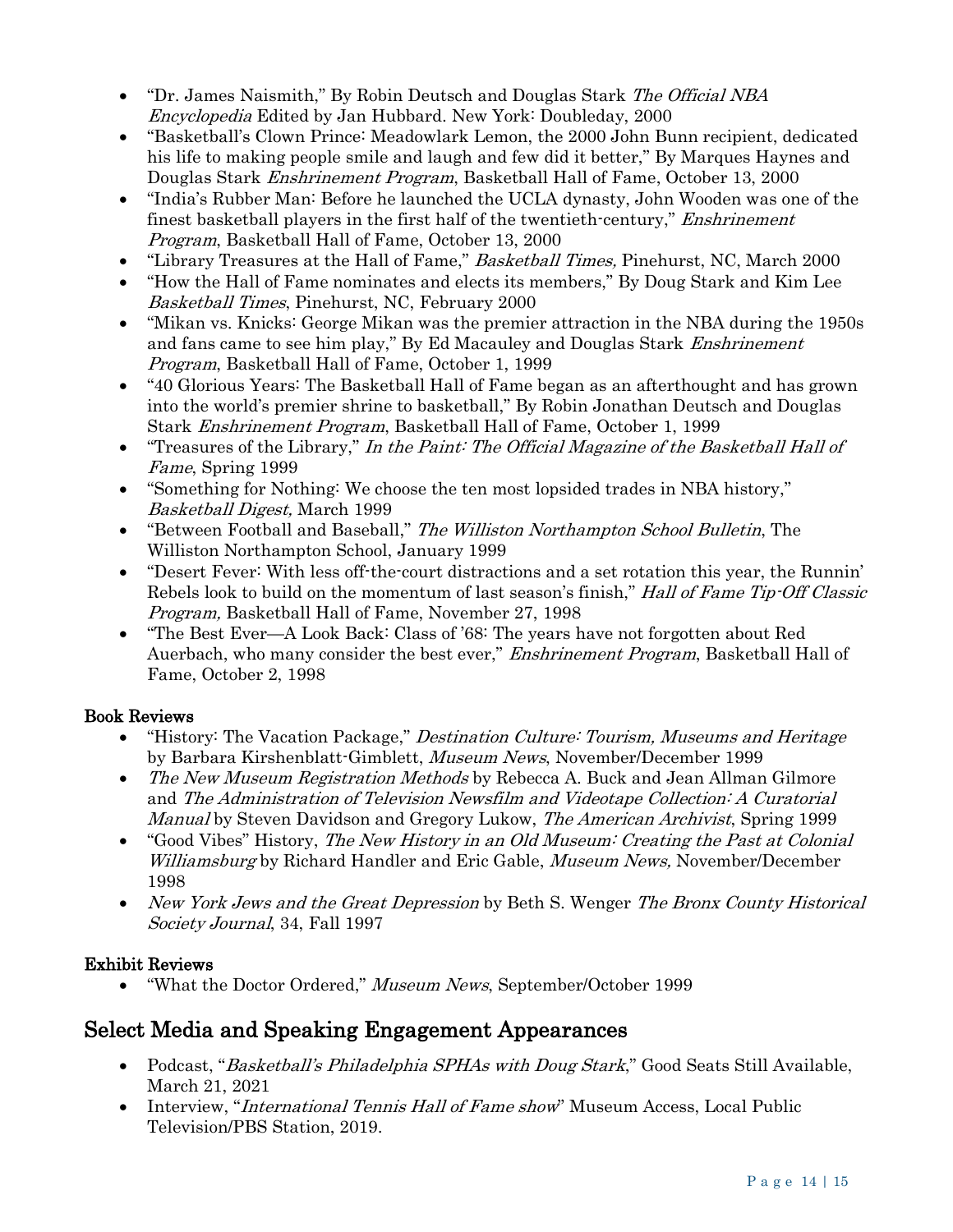- "Dr. James Naismith," By Robin Deutsch and Douglas Stark *The Official NBA Encyclopedia* Edited by Jan Hubbard. New York: Doubleday, 2000
- "Basketball's Clown Prince: Meadowlark Lemon, the 2000 John Bunn recipient, dedicated his life to making people smile and laugh and few did it better," By Marques Haynes and Douglas Stark *Enshrinement Program*, Basketball Hall of Fame, October 13, 2000
- "India's Rubber Man: Before he launched the UCLA dynasty, John Wooden was one of the finest basketball players in the first half of the twentieth-century," *Enshrinement Program*, Basketball Hall of Fame, October 13, 2000
- "Library Treasures at the Hall of Fame," *Basketball Times,* Pinehurst, NC, March 2000
- "How the Hall of Fame nominates and elects its members," By Doug Stark and Kim Lee *Basketball Times*, Pinehurst, NC, February 2000
- "Mikan vs. Knicks: George Mikan was the premier attraction in the NBA during the 1950s and fans came to see him play," By Ed Macauley and Douglas Stark *Enshrinement Program*, Basketball Hall of Fame, October 1, 1999
- "40 Glorious Years: The Basketball Hall of Fame began as an afterthought and has grown into the world's premier shrine to basketball," By Robin Jonathan Deutsch and Douglas Stark *Enshrinement Program*, Basketball Hall of Fame, October 1, 1999
- "Treasures of the Library," *In the Paint: The Official Magazine of the Basketball Hall of Fame*, Spring 1999
- "Something for Nothing: We choose the ten most lopsided trades in NBA history," *Basketball Digest,* March 1999
- "Between Football and Baseball," *The Williston Northampton School Bulletin*, The Williston Northampton School, January 1999
- "Desert Fever: With less off-the-court distractions and a set rotation this year, the Runnin' Rebels look to build on the momentum of last season's finish," *Hall of Fame Tip-Off Classic Program,* Basketball Hall of Fame, November 27, 1998
- "The Best Ever—A Look Back: Class of '68: The years have not forgotten about Red Auerbach, who many consider the best ever," *Enshrinement Program*, Basketball Hall of Fame, October 2, 1998

### Book Reviews

- "History: The Vacation Package," *Destination Culture: Tourism, Museums and Heritage* by Barbara Kirshenblatt-Gimblett, *Museum News*, November/December 1999
- *The New Museum Registration Methods* by Rebecca A. Buck and Jean Allman Gilmore and *The Administration of Television Newsfilm and Videotape Collection: A Curatorial Manual* by Steven Davidson and Gregory Lukow, *The American Archivist*, Spring 1999
- "Good Vibes" History, *The New History in an Old Museum: Creating the Past at Colonial Williamsburg* by Richard Handler and Eric Gable, *Museum News,* November/December 1998
- *New York Jews and the Great Depression* by Beth S. Wenger *The Bronx County Historical Society Journal*, 34, Fall 1997

### Exhibit Reviews

- "What the Doctor Ordered," *Museum News*, September/October 1999

## Select Media and Speaking Engagement Appearances

- Podcast, "*Basketball's Philadelphia SPHAs with Doug Stark*," Good Seats Still Available, March 21, 2021
- Interview, "*International Tennis Hall of Fame show*" Museum Access, Local Public Television/PBS Station, 2019.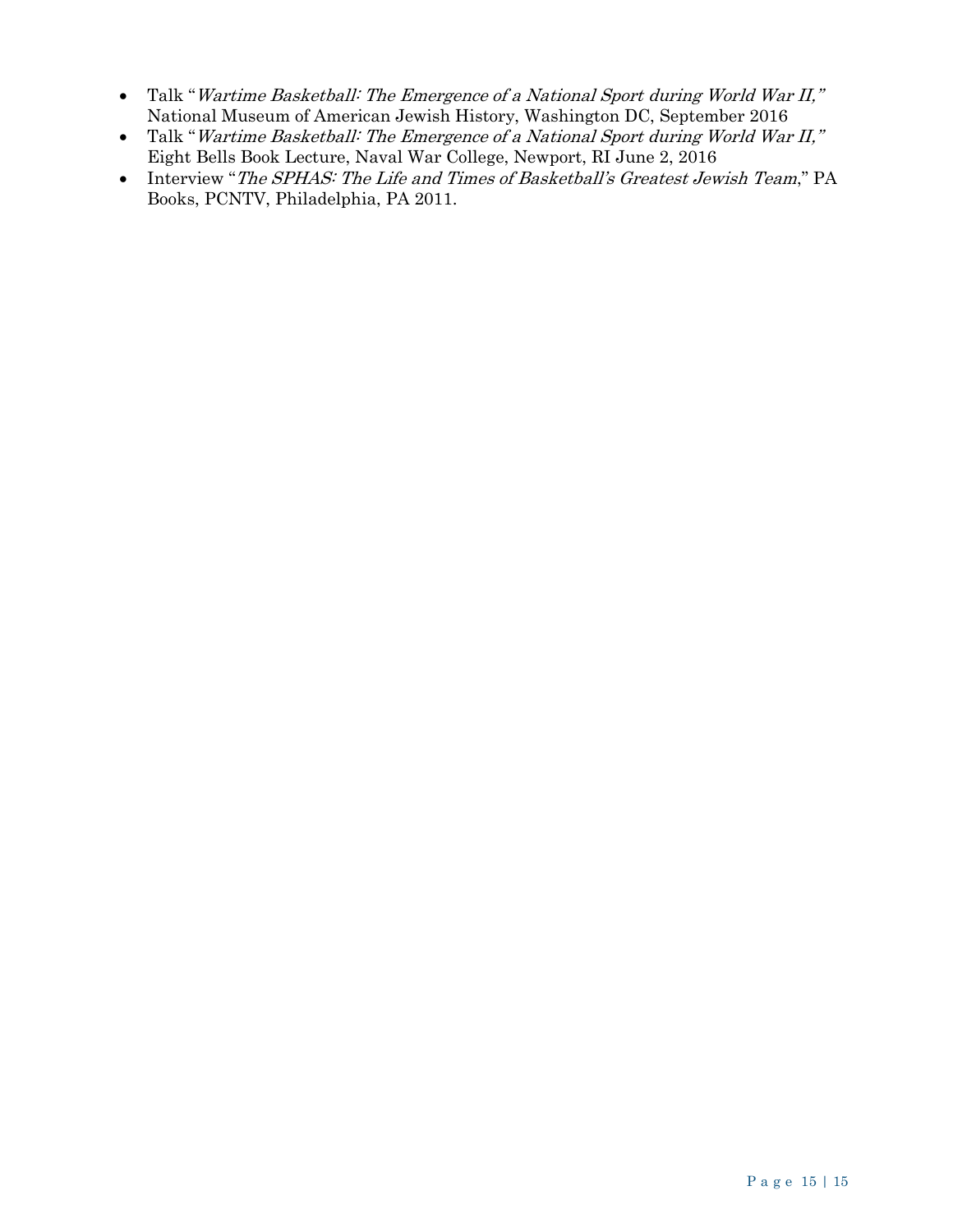- Talk "*Wartime Basketball: The Emergence of a National Sport during World War II,"* National Museum of American Jewish History, Washington DC, September 2016
- Talk "*Wartime Basketball: The Emergence of a National Sport during World War II,"* Eight Bells Book Lecture, Naval War College, Newport, RI June 2, 2016
- Interview "*The SPHAS: The Life and Times of Basketball's Greatest Jewish Team*," PA Books, PCNTV, Philadelphia, PA 2011.